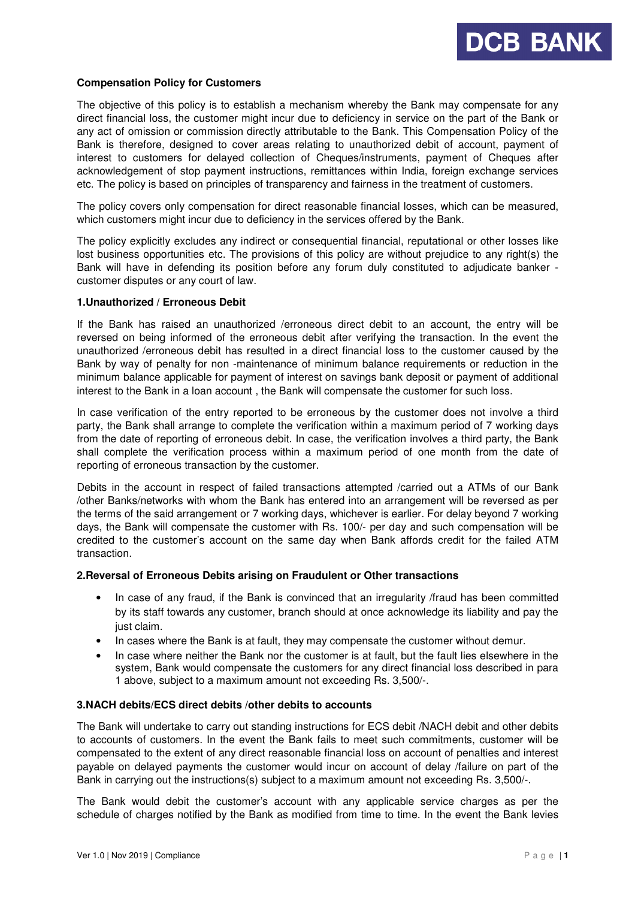# Compensation Policy for Customers

The objective of this policy is to establish a mechanism whereby the Bank may compensate for any direct financial loss, the customer might incur due to deficiency in service on the part of the Bank or any act of omission or commission directly attributable to the Bank. This Compensation Policy of the Bank is therefore, designed to cover areas relating to unauthorized debit of account, payment of interest to customers for delayed collection of Cheques/instruments, payment of Cheques after acknowledgement of stop payment instructions, remittances within India, foreign exchange services etc. The policy is based on principles of transparency and fairness in the treatment of customers.

The policy covers only compensation for direct reasonable financial losses, which can be measured, which customers might incur due to deficiency in the services offered by the Bank.

The policy explicitly excludes any indirect or consequential financial, reputational or other losses like lost business opportunities etc. The provisions of this policy are without prejudice to any right(s) the Bank will have in defending its position before any forum duly constituted to adjudicate banker - customer disputes or any court of law.

## 1.Unauthorized / Erroneous Debit

If the Bank has raised an unauthorized /erroneous direct debit to an account, the entry will be reversed on being informed of the erroneous debit after verifying the transaction. In the event the unauthorized /erroneous debit has resulted in a direct financial loss to the customer caused by the Bank by way of penalty for non -maintenance of minimum balance requirements or reduction in the minimum balance applicable for payment of interest on savings bank deposit or payment of additional interest to the Bank in a loan account , the Bank will compensate the customer for such loss.

In case verification of the entry reported to be erroneous by the customer does not involve a third party, the Bank shall arrange to complete the verification within a maximum period of 7 working days from the date of reporting of erroneous debit. In case, the verification involves a third party, the Bank shall complete the verification process within a maximum period of one month from the date of reporting of erroneous transaction by the customer.

Debits in the account in respect of failed transactions attempted /carried out a ATMs of our Bank /other Banks/networks with whom the Bank has entered into an arrangement will be reversed as per the terms of the said arrangement or 7 working days, whichever is earlier. For delay beyond 7 working days, the Bank will compensate the customer with Rs. 100/- per day and such compensation will be credited to the customer's account on the same day when Bank affords credit for the failed ATM transaction.

## 2.Reversal of Erroneous Debits arising on Fraudulent or Other transactions

- In case of any fraud, if the Bank is convinced that an irregularity /fraud has been committed by its staff towards any customer, branch should at once acknowledge its liability and pay the just claim.
- In cases where the Bank is at fault, they may compensate the customer without demur.
- In case where neither the Bank nor the customer is at fault, but the fault lies elsewhere in the system, Bank would compensate the customers for any direct financial loss described in para 1 above, subject to a maximum amount not exceeding Rs. 3,500/-.

## 3.NACH debits/ECS direct debits /other debits to accounts

The Bank will undertake to carry out standing instructions for ECS debit /NACH debit and other debits to accounts of customers. In the event the Bank fails to meet such commitments, customer will be compensated to the extent of any direct reasonable financial loss on account of penalties and interest payable on delayed payments the customer would incur on account of delay /failure on part of the Bank in carrying out the instructions(s) subject to a maximum amount not exceeding Rs. 3,500/-.

The Bank would debit the customer's account with any applicable service charges as per the schedule of charges notified by the Bank as modified from time to time. In the event the Bank levies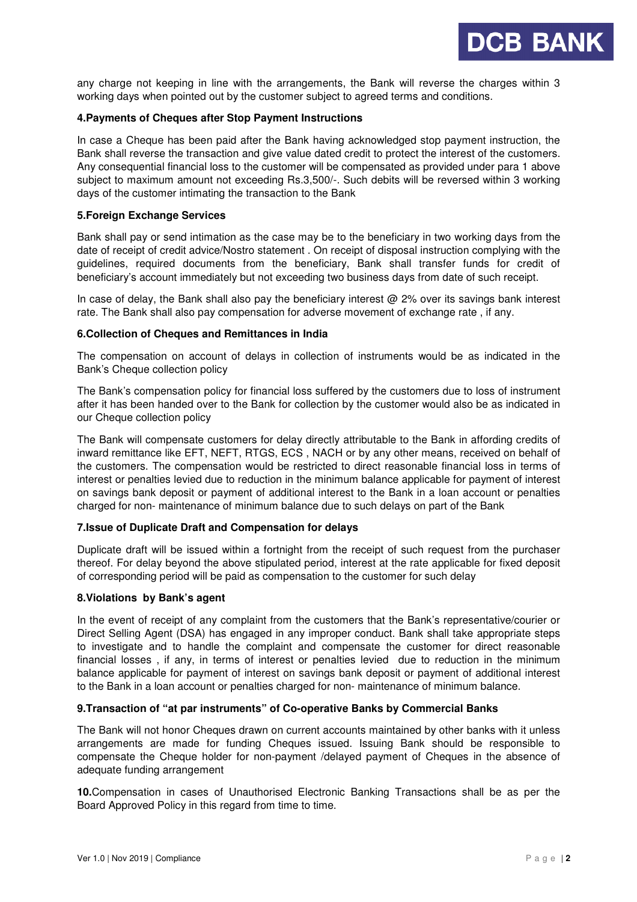any charge not keeping in line with the arrangements, the Bank will reverse the charges within 3 working days when pointed out by the customer subject to agreed terms and conditions.

**4.Payments of Cheques after Stop Payment Instructions**

In case a Cheque has been paid after the Bank having acknowledged stop payment instruction, the Bank shall reverse the transaction and give value dated credit to protect the interest of the customers. Any consequential financial loss to the customer will be compensated as provided under para 1 above subject to maximum amount not exceeding Rs.3,500/-. Such debits will be reversed within 3 working days of the customer intimating the transaction to the Bank

**5.Foreign Exchange Services**

Bank shall pay or send intimation as the case may be to the beneficiary in two working days from the date of receipt of credit advice/Nostro statement . On receipt of disposal instruction complying with the guidelines, required documents from the beneficiary, Bank shall transfer funds for credit of beneficiary's account immediately but not exceeding two business days from date of such receipt.

In case of delay, the Bank shall also pay the beneficiary interest @ 2% over its savings bank interest rate. The Bank shall also pay compensation for adverse movement of exchange rate , if any.

**6.Collection of Cheques and Remittances in India**

The compensation on account of delays in collection of instruments would be as indicated in the Bank's Cheque collection policy

The Bank's compensation policy for financial loss suffered by the customers due to loss of instrument after it has been handed over to the Bank for collection by the customer would also be as indicated in our Cheque collection policy

The Bank will compensate customers for delay directly attributable to the Bank in affording credits of inward remittance like EFT, NEFT, RTGS, ECS , NACH or by any other means, received on behalf of the customers. The compensation would be restricted to direct reasonable financial loss in terms of interest or penalties levied due to reduction in the minimum balance applicable for payment of interest on savings bank deposit or payment of additional interest to the Bank in a loan account or penalties charged for non- maintenance of minimum balance due to such delays on part of the Bank

**7.Issue of Duplicate Draft and Compensation for delays**

Duplicate draft will be issued within a fortnight from the receipt of such request from the purchaser thereof. For delay beyond the above stipulated period, interest at the rate applicable for fixed deposit of corresponding period will be paid as compensation to the customer for such delay

**8.Violations by Bank's agent**

In the event of receipt of any complaint from the customers that the Bank's representative/courier or Direct Selling Agent (DSA) has engaged in any improper conduct. Bank shall take appropriate steps to investigate and to handle the complaint and compensate the customer for direct reasonable financial losses , if any, in terms of interest or penalties levied due to reduction in the minimum balance applicable for payment of interest on savings bank deposit or payment of additional interest to the Bank in a loan account or penalties charged for non- maintenance of minimum balance.

**9.Transaction of "at par instruments" of Co-operative Banks by Commercial Banks**

The Bank will not honor Cheques drawn on current accounts maintained by other banks with it unless arrangements are made for funding Cheques issued. Issuing Bank should be responsible to compensate the Cheque holder for non-payment /delayed payment of Cheques in the absence of adequate funding arrangement

**10.**Compensation in cases of Unauthorised Electronic Banking Transactions shall be as per the Board Approved Policy in this regard from time to time.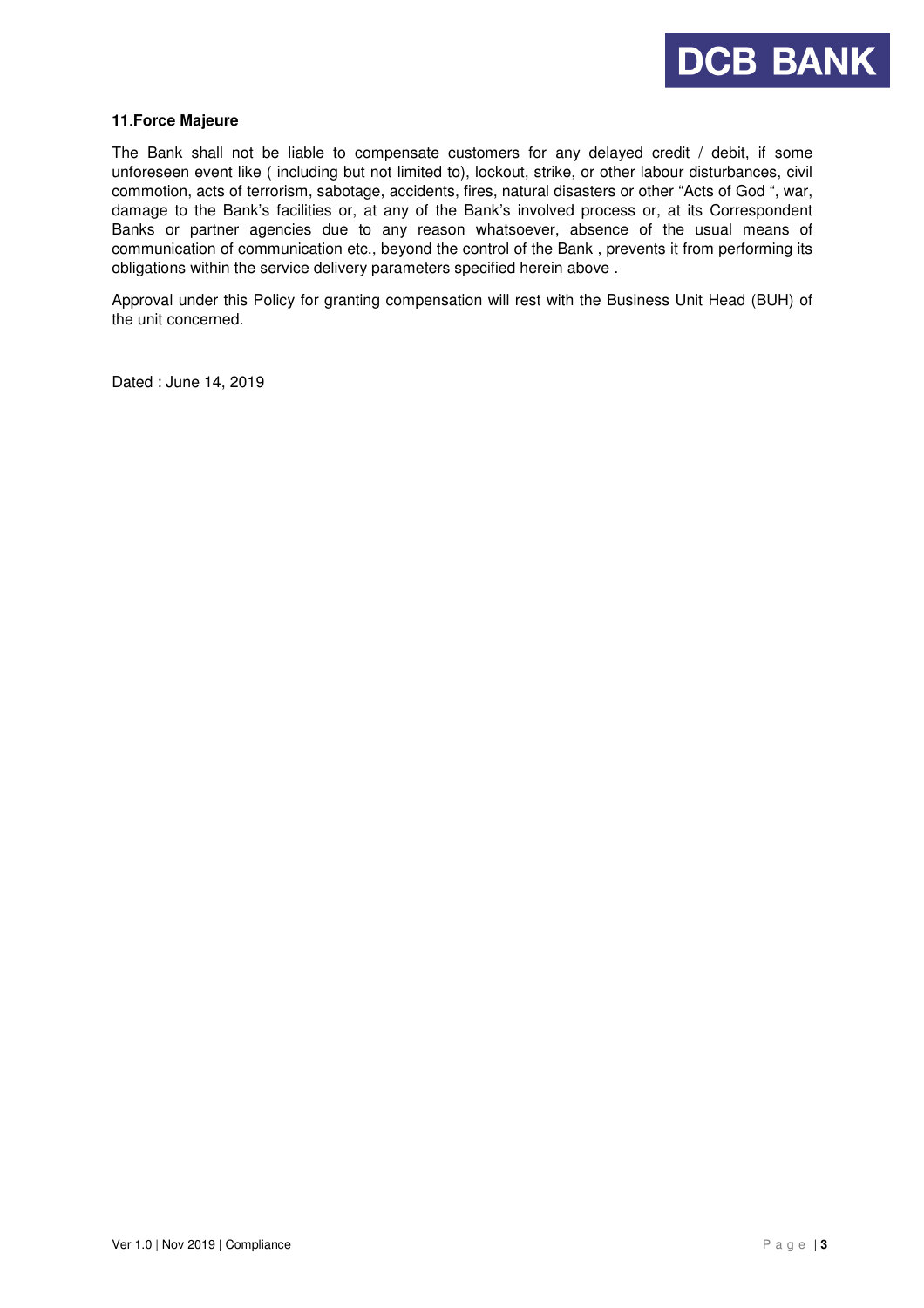**11.Force Majeure**

The Bank shall not be liable to compensate customers for any delayed credit / debit, if some unforeseen event like ( including but not limited to), lockout, strike, or other labour disturbances, civil commotion, acts of terrorism, sabotage, accidents, fires, natural disasters or other “Acts of God “, war, damage to the Bank’s facilities or, at any of the Bank’s involved process or, at its Correspondent Banks or partner agencies due to any reason whatsoever, absence of the usual means of communication of communication etc., beyond the control of the Bank , prevents it from performing its obligations within the service delivery parameters specified herein above .

Approval under this Policy for granting compensation will rest with the Business Unit Head (BUH) of the unit concerned.

Dated : June 14, 2019